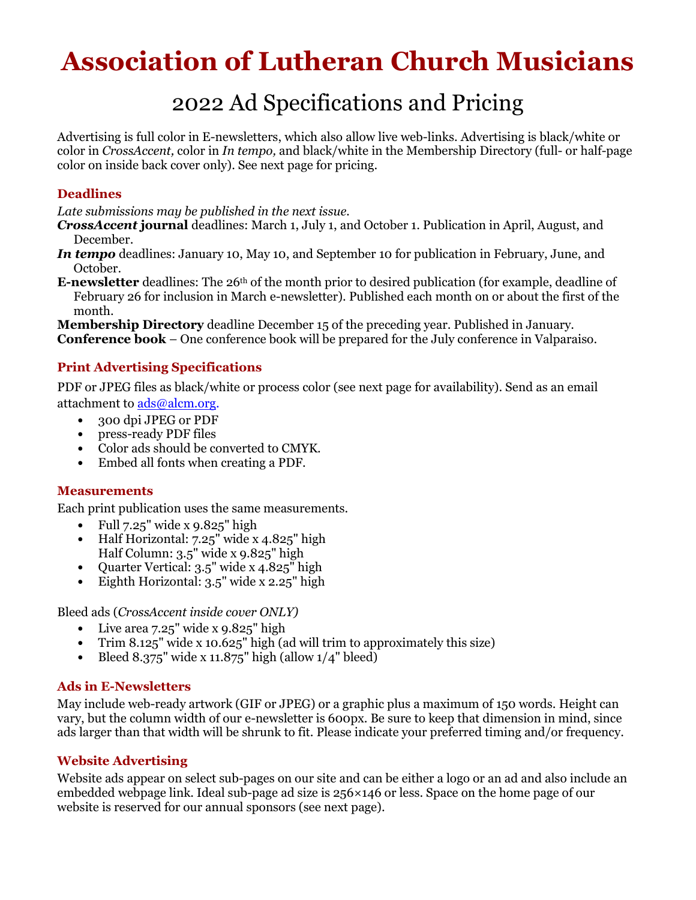# Association of Lutheran Church Musicians

## 2022 Ad Specifications and Pricing

Advertising is full color in E-newsletters, which also allow live web-links. Advertising is black/white or color in *CrossAccent,* color in *In tempo,* and black/white in the Membership Directory (full- or half-page color on inside back cover only). See next page for pricing.

### Deadlines

*Late submissions may be published in the next issue.*

***CrossAccent* journal** deadlines: March 1, July 1, and October 1. Publication in April, August, and December.

***In tempo*** deadlines: January 10, May 10, and September 10 for publication in February, June, and October.

**E-newsletter** deadlines: The 26th of the month prior to desired publication (for example, deadline of February 26 for inclusion in March e-newsletter). Published each month on or about the first of the month.

**Membership Directory** deadline December 15 of the preceding year. Published in January.

**Conference book** – One conference book will be prepared for the July conference in Valparaiso.

### Print Advertising Specifications

PDF or JPEG files as black/white or process color (see next page for availability). Send as an email attachment to ads@alcm.org.

- 300 dpi JPEG or PDF
- press-ready PDF files
- Color ads should be converted to CMYK.
- Embed all fonts when creating a PDF.

### Measurements

Each print publication uses the same measurements.

- Full 7.25" wide x 9.825" high
- Half Horizontal: 7.25" wide x 4.825" high
  Half Column: 3.5" wide x 9.825" high
- Quarter Vertical: 3.5" wide x 4.825" high
- Eighth Horizontal: 3.5" wide x 2.25" high

Bleed ads (*CrossAccent inside cover ONLY)*

- Live area 7.25" wide x 9.825" high
- Trim 8.125" wide x 10.625" high (ad will trim to approximately this size)
- Bleed 8.375" wide x 11.875" high (allow 1/4" bleed)

### Ads in E-Newsletters

May include web-ready artwork (GIF or JPEG) or a graphic plus a maximum of 150 words. Height can vary, but the column width of our e-newsletter is 600px. Be sure to keep that dimension in mind, since ads larger than that width will be shrunk to fit. Please indicate your preferred timing and/or frequency.

### Website Advertising

Website ads appear on select sub-pages on our site and can be either a logo or an ad and also include an embedded webpage link. Ideal sub-page ad size is 256×146 or less. Space on the home page of our website is reserved for our annual sponsors (see next page).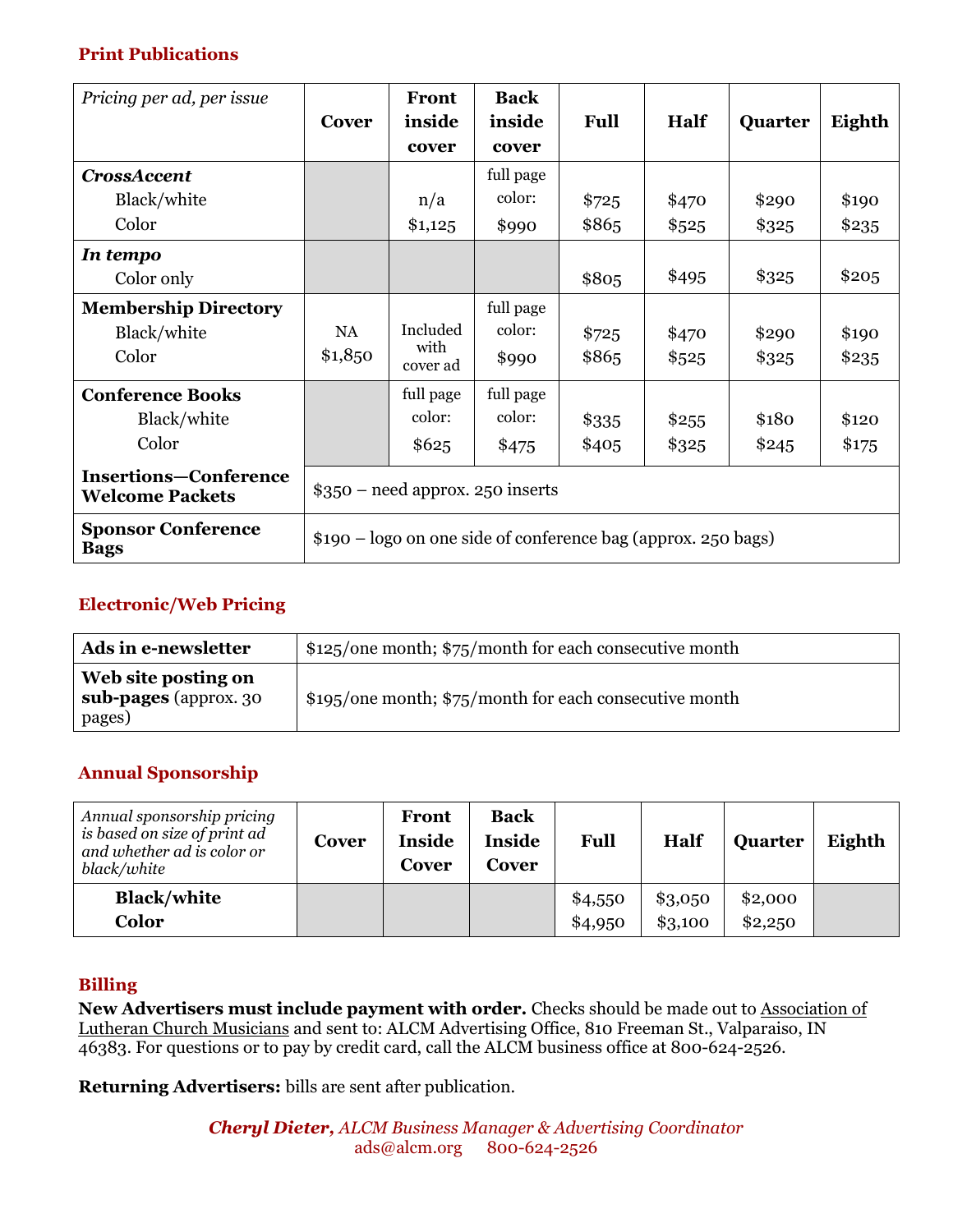## Print Publications

| *Pricing per ad, per issue* | Cover | Front inside cover | Back inside cover | Full | Half | Quarter | Eighth |
|---|---|---|---|---|---|---|---|
| ***CrossAccent*** Black/white Color | | n/a $1,125 | full page color: $990 | $725 $865 | $470 $525 | $290 $325 | $190 $235 |
| ***In tempo*** Color only | | | | $805 | $495 | $325 | $205 |
| **Membership Directory** Black/white Color | NA $1,850 | Included with cover ad | full page color: $990 | $725 $865 | $470 $525 | $290 $325 | $190 $235 |
| **Conference Books** Black/white Color | | full page color: $625 | full page color: $475 | $335 $405 | $255 $325 | $180 $245 | $120 $175 |
| **Insertions—Conference Welcome Packets** | $350 – need approx. 250 inserts | | | | | | |
| **Sponsor Conference Bags** | $190 – logo on one side of conference bag (approx. 250 bags) | | | | | | |

## Electronic/Web Pricing

| | |
|---|---|
| **Ads in e-newsletter** | $125/one month; $75/month for each consecutive month |
| **Web site posting on sub-pages** (approx. 30 pages) | $195/one month; $75/month for each consecutive month |

## Annual Sponsorship

| *Annual sponsorship pricing is based on size of print ad and whether ad is color or black/white* | Cover | Front Inside Cover | Back Inside Cover | Full | Half | Quarter | Eighth |
|---|---|---|---|---|---|---|---|
| **Black/white** **Color** | | | | $4,550 $4,950 | $3,050 $3,100 | $2,000 $2,250 | |

## Billing

**New Advertisers must include payment with order.** Checks should be made out to Association of Lutheran Church Musicians and sent to: ALCM Advertising Office, 810 Freeman St., Valparaiso, IN 46383. For questions or to pay by credit card, call the ALCM business office at 800-624-2526.

**Returning Advertisers:** bills are sent after publication.

***Cheryl Dieter,*** *ALCM Business Manager & Advertising Coordinator*
ads@alcm.org 800-624-2526